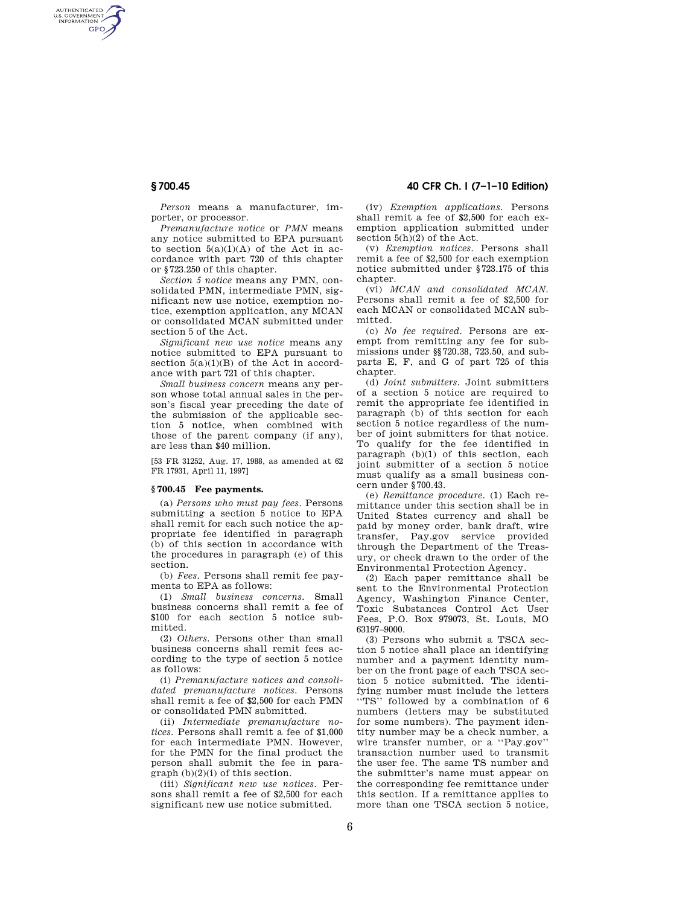*Person* means a manufacturer, importer, or processor.

*Premanufacture notice* or *PMN* means any notice submitted to EPA pursuant to section 5(a)(1)(A) of the Act in accordance with part 720 of this chapter or §723.250 of this chapter.

*Section 5 notice* means any PMN, consolidated PMN, intermediate PMN, significant new use notice, exemption notice, exemption application, any MCAN or consolidated MCAN submitted under section 5 of the Act.

*Significant new use notice* means any notice submitted to EPA pursuant to section 5(a)(1)(B) of the Act in accordance with part 721 of this chapter.

*Small business concern* means any person whose total annual sales in the person's fiscal year preceding the date of the submission of the applicable section 5 notice, when combined with those of the parent company (if any), are less than $40 million.

[53 FR 31252, Aug. 17, 1988, as amended at 62 FR 17931, April 11, 1997]

### § 700.45 Fee payments.

(a) *Persons who must pay fees.* Persons submitting a section 5 notice to EPA shall remit for each such notice the appropriate fee identified in paragraph (b) of this section in accordance with the procedures in paragraph (e) of this section.

(b) *Fees.* Persons shall remit fee payments to EPA as follows:

(1) *Small business concerns.* Small business concerns shall remit a fee of $100 for each section 5 notice submitted.

(2) *Others.* Persons other than small business concerns shall remit fees according to the type of section 5 notice as follows:

(i) *Premanufacture notices and consolidated premanufacture notices.* Persons shall remit a fee of $2,500 for each PMN or consolidated PMN submitted.

(ii) *Intermediate premanufacture notices.* Persons shall remit a fee of $1,000 for each intermediate PMN. However, for the PMN for the final product the person shall submit the fee in paragraph (b)(2)(i) of this section.

(iii) *Significant new use notices.* Persons shall remit a fee of $2,500 for each significant new use notice submitted.

(iv) *Exemption applications.* Persons shall remit a fee of $2,500 for each exemption application submitted under section 5(h)(2) of the Act.

(v) *Exemption notices.* Persons shall remit a fee of $2,500 for each exemption notice submitted under §723.175 of this chapter.

(vi) *MCAN and consolidated MCAN.* Persons shall remit a fee of $2,500 for each MCAN or consolidated MCAN submitted.

(c) *No fee required.* Persons are exempt from remitting any fee for submissions under §§720.38, 723.50, and subparts E, F, and G of part 725 of this chapter.

(d) *Joint submitters.* Joint submitters of a section 5 notice are required to remit the appropriate fee identified in paragraph (b) of this section for each section 5 notice regardless of the number of joint submitters for that notice. To qualify for the fee identified in paragraph (b)(1) of this section, each joint submitter of a section 5 notice must qualify as a small business concern under §700.43.

(e) *Remittance procedure.* (1) Each remittance under this section shall be in United States currency and shall be paid by money order, bank draft, wire transfer, Pay.gov service provided through the Department of the Treasury, or check drawn to the order of the Environmental Protection Agency.

(2) Each paper remittance shall be sent to the Environmental Protection Agency, Washington Finance Center, Toxic Substances Control Act User Fees, P.O. Box 979073, St. Louis, MO 63197–9000.

(3) Persons who submit a TSCA section 5 notice shall place an identifying number and a payment identity number on the front page of each TSCA section 5 notice submitted. The identifying number must include the letters ''TS'' followed by a combination of 6 numbers (letters may be substituted for some numbers). The payment identity number may be a check number, a wire transfer number, or a ''Pay.gov'' transaction number used to transmit the user fee. The same TS number and the submitter's name must appear on the corresponding fee remittance under this section. If a remittance applies to more than one TSCA section 5 notice,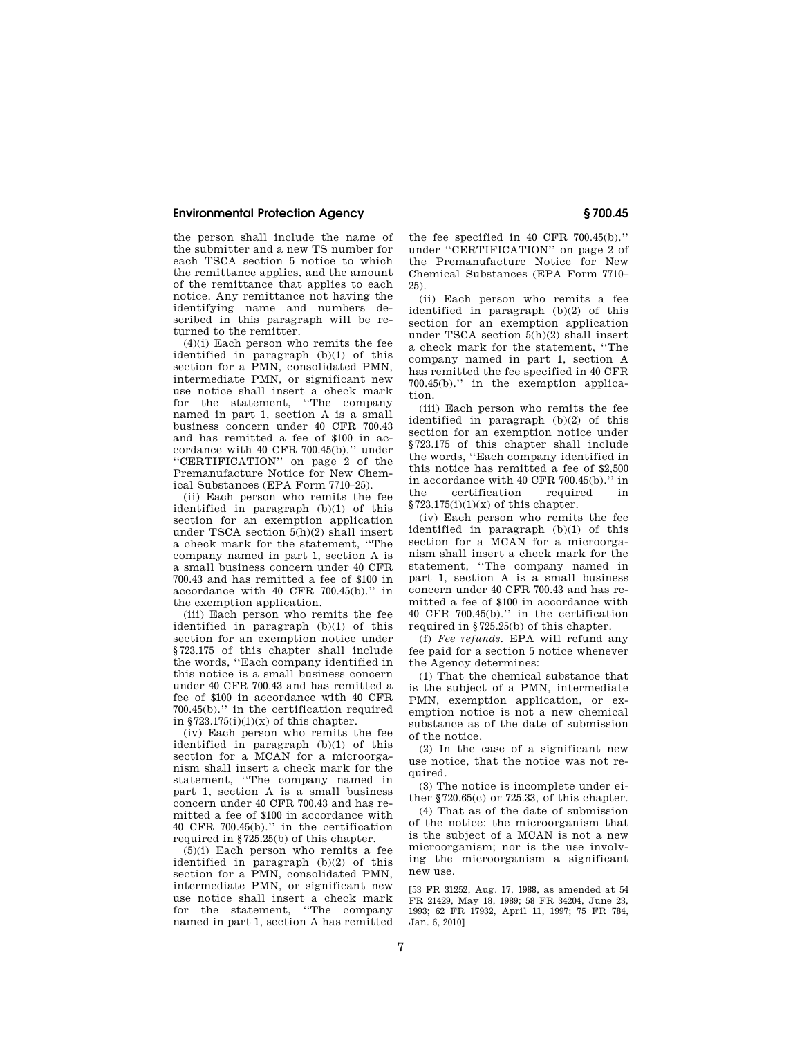the person shall include the name of the submitter and a new TS number for each TSCA section 5 notice to which the remittance applies, and the amount of the remittance that applies to each notice. Any remittance not having the identifying name and numbers described in this paragraph will be returned to the remitter.

(4)(i) Each person who remits the fee identified in paragraph (b)(1) of this section for a PMN, consolidated PMN, intermediate PMN, or significant new use notice shall insert a check mark for the statement, ''The company named in part 1, section A is a small business concern under 40 CFR 700.43 and has remitted a fee of $100 in accordance with 40 CFR 700.45(b).'' under ''CERTIFICATION'' on page 2 of the Premanufacture Notice for New Chemical Substances (EPA Form 7710–25).

(ii) Each person who remits the fee identified in paragraph (b)(1) of this section for an exemption application under TSCA section 5(h)(2) shall insert a check mark for the statement, ''The company named in part 1, section A is a small business concern under 40 CFR 700.43 and has remitted a fee of $100 in accordance with 40 CFR 700.45(b).'' in the exemption application.

(iii) Each person who remits the fee identified in paragraph (b)(1) of this section for an exemption notice under §723.175 of this chapter shall include the words, ''Each company identified in this notice is a small business concern under 40 CFR 700.43 and has remitted a fee of $100 in accordance with 40 CFR 700.45(b).'' in the certification required in §723.175(i)(1)(x) of this chapter.

(iv) Each person who remits the fee identified in paragraph (b)(1) of this section for a MCAN for a microorganism shall insert a check mark for the statement, ''The company named in part 1, section A is a small business concern under 40 CFR 700.43 and has remitted a fee of $100 in accordance with 40 CFR 700.45(b).'' in the certification required in §725.25(b) of this chapter.

(5)(i) Each person who remits a fee identified in paragraph (b)(2) of this section for a PMN, consolidated PMN, intermediate PMN, or significant new use notice shall insert a check mark for the statement, ''The company named in part 1, section A has remitted the fee specified in 40 CFR 700.45(b).'' under ''CERTIFICATION'' on page 2 of the Premanufacture Notice for New Chemical Substances (EPA Form 7710–25).

(ii) Each person who remits a fee identified in paragraph (b)(2) of this section for an exemption application under TSCA section 5(h)(2) shall insert a check mark for the statement, ''The company named in part 1, section A has remitted the fee specified in 40 CFR 700.45(b).'' in the exemption application.

(iii) Each person who remits the fee identified in paragraph (b)(2) of this section for an exemption notice under §723.175 of this chapter shall include the words, ''Each company identified in this notice has remitted a fee of $2,500 in accordance with 40 CFR 700.45(b).'' in the certification required in §723.175(i)(1)(x) of this chapter.

(iv) Each person who remits the fee identified in paragraph (b)(1) of this section for a MCAN for a microorganism shall insert a check mark for the statement, ''The company named in part 1, section A is a small business concern under 40 CFR 700.43 and has remitted a fee of $100 in accordance with 40 CFR 700.45(b).'' in the certification required in §725.25(b) of this chapter.

(f) *Fee refunds.* EPA will refund any fee paid for a section 5 notice whenever the Agency determines:

(1) That the chemical substance that is the subject of a PMN, intermediate PMN, exemption application, or exemption notice is not a new chemical substance as of the date of submission of the notice.

(2) In the case of a significant new use notice, that the notice was not required.

(3) The notice is incomplete under either §720.65(c) or 725.33, of this chapter.

(4) That as of the date of submission of the notice: the microorganism that is the subject of a MCAN is not a new microorganism; nor is the use involving the microorganism a significant new use.

[53 FR 31252, Aug. 17, 1988, as amended at 54 FR 21429, May 18, 1989; 58 FR 34204, June 23, 1993; 62 FR 17932, April 11, 1997; 75 FR 784, Jan. 6, 2010]